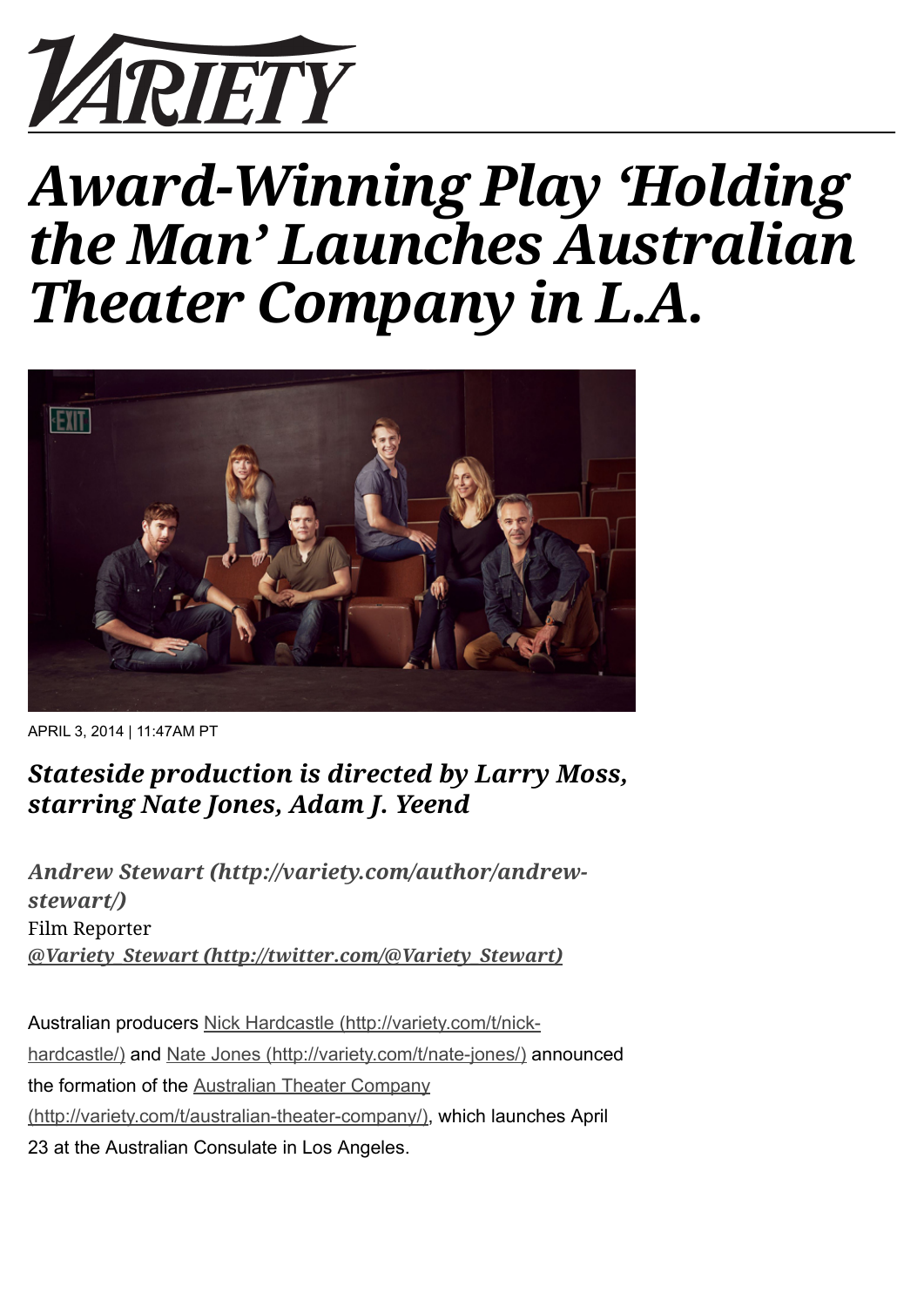# VARIETY

# Award-Winning Play 'Holding the Man' Launches Australian Theater Company in L.A.

APRIL 3, 2014 | 11:47AM PT

## *Stateside production is directed by Larry Moss, starring Nate Jones, Adam J. Yeend*

*Andrew Stewart (http://variety.com/author/andrew-stewart/)*
Film Reporter
*@Variety_Stewart (http://twitter.com/@Variety_Stewart)*

Australian producers Nick Hardcastle (http://variety.com/t/nick-hardcastle/) and Nate Jones (http://variety.com/t/nate-jones/) announced the formation of the Australian Theater Company (http://variety.com/t/australian-theater-company/), which launches April 23 at the Australian Consulate in Los Angeles.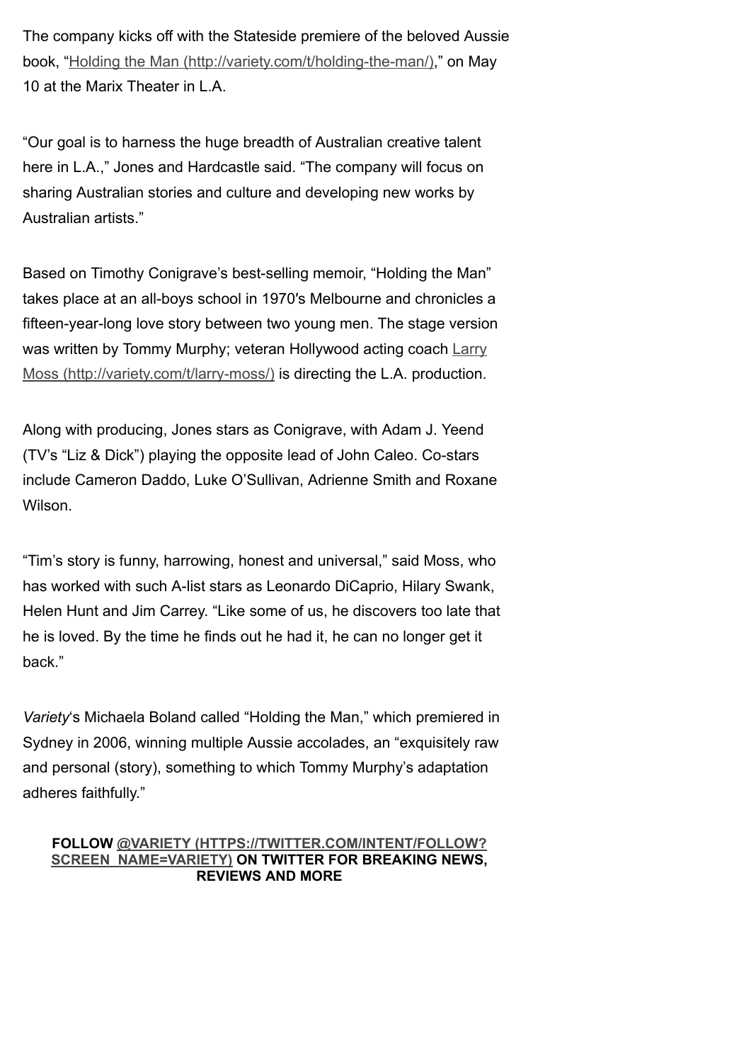The company kicks off with the Stateside premiere of the beloved Aussie book, "Holding the Man (http://variety.com/t/holding-the-man/)," on May 10 at the Marix Theater in L.A.

"Our goal is to harness the huge breadth of Australian creative talent here in L.A.," Jones and Hardcastle said. "The company will focus on sharing Australian stories and culture and developing new works by Australian artists."

Based on Timothy Conigrave's best-selling memoir, "Holding the Man" takes place at an all-boys school in 1970′s Melbourne and chronicles a fifteen-year-long love story between two young men. The stage version was written by Tommy Murphy; veteran Hollywood acting coach Larry Moss (http://variety.com/t/larry-moss/) is directing the L.A. production.

Along with producing, Jones stars as Conigrave, with Adam J. Yeend (TV's "Liz & Dick") playing the opposite lead of John Caleo. Co-stars include Cameron Daddo, Luke O'Sullivan, Adrienne Smith and Roxane Wilson.

"Tim's story is funny, harrowing, honest and universal," said Moss, who has worked with such A-list stars as Leonardo DiCaprio, Hilary Swank, Helen Hunt and Jim Carrey. "Like some of us, he discovers too late that he is loved. By the time he finds out he had it, he can no longer get it back."

*Variety*'s Michaela Boland called "Holding the Man," which premiered in Sydney in 2006, winning multiple Aussie accolades, an "exquisitely raw and personal (story), something to which Tommy Murphy's adaptation adheres faithfully."

**FOLLOW @VARIETY (HTTPS://TWITTER.COM/INTENT/FOLLOW?SCREEN_NAME=VARIETY) ON TWITTER FOR BREAKING NEWS, REVIEWS AND MORE**